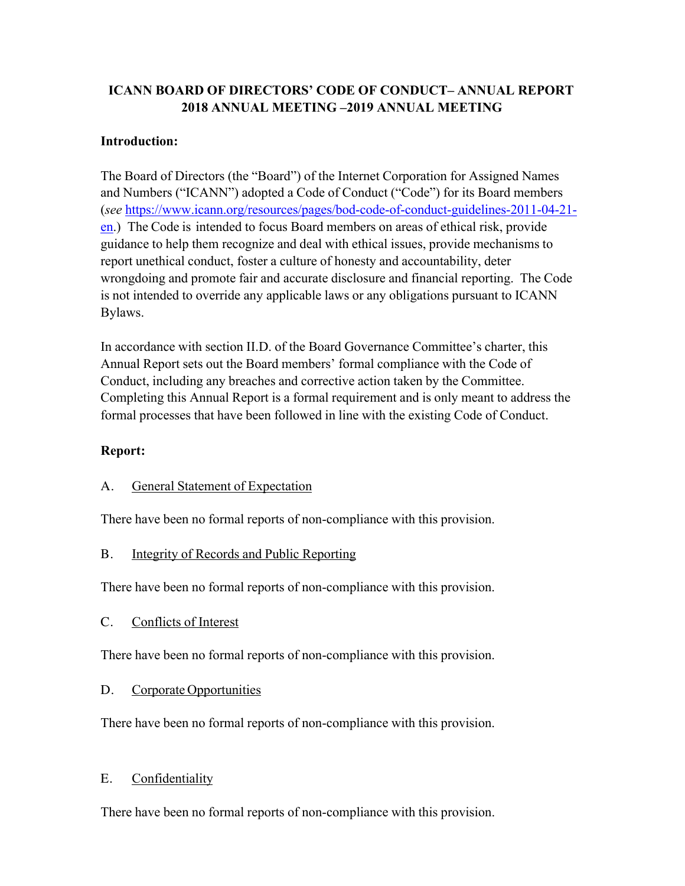# ICANN BOARD OF DIRECTORS' CODE OF CONDUCT– ANNUAL REPORT 2018 ANNUAL MEETING –2019 ANNUAL MEETING

**Introduction:**

The Board of Directors (the "Board") of the Internet Corporation for Assigned Names and Numbers ("ICANN") adopted a Code of Conduct ("Code") for its Board members (*see* [https://www.icann.org/resources/pages/bod-code-of-conduct-guidelines-2011-04-21-en](https://www.icann.org/resources/pages/bod-code-of-conduct-guidelines-2011-04-21-en).) The Code is intended to focus Board members on areas of ethical risk, provide guidance to help them recognize and deal with ethical issues, provide mechanisms to report unethical conduct, foster a culture of honesty and accountability, deter wrongdoing and promote fair and accurate disclosure and financial reporting. The Code is not intended to override any applicable laws or any obligations pursuant to ICANN Bylaws.

In accordance with section II.D. of the Board Governance Committee's charter, this Annual Report sets out the Board members' formal compliance with the Code of Conduct, including any breaches and corrective action taken by the Committee. Completing this Annual Report is a formal requirement and is only meant to address the formal processes that have been followed in line with the existing Code of Conduct.

**Report:**

A. <u>General Statement of Expectation</u>

There have been no formal reports of non-compliance with this provision.

B. <u>Integrity of Records and Public Reporting</u>

There have been no formal reports of non-compliance with this provision.

C. <u>Conflicts of Interest</u>

There have been no formal reports of non-compliance with this provision.

D. <u>Corporate Opportunities</u>

There have been no formal reports of non-compliance with this provision.

E. <u>Confidentiality</u>

There have been no formal reports of non-compliance with this provision.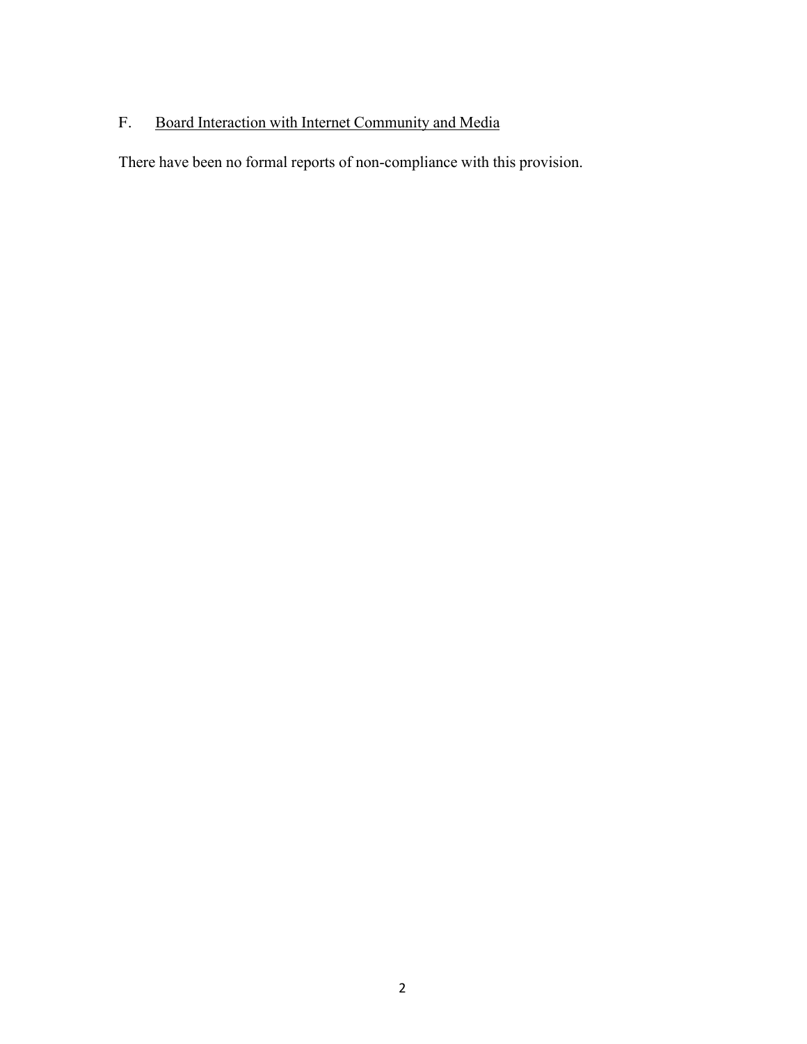## F. Board Interaction with Internet Community and Media

There have been no formal reports of non-compliance with this provision.